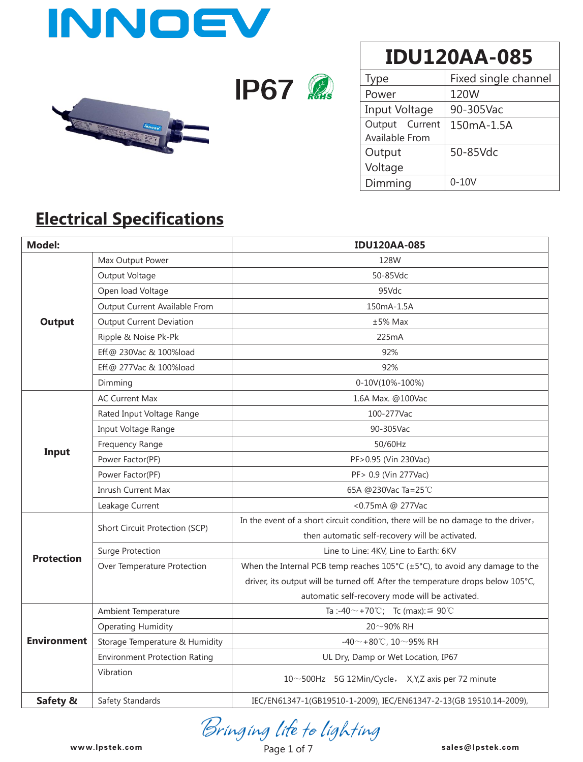# INNOEV

IP67

| IDU120AA-085 | |
|---|---|
| Type | Fixed single channel |
| Power | 120W |
| Input Voltage | 90-305Vac |
| Output Current Available From | 150mA-1.5A |
| Output Voltage | 50-85Vdc |
| Dimming | 0-10V |

## Electrical Specifications

| Model: | | IDU120AA-085 |
|---|---|---|
| Output | Max Output Power | 128W |
| | Output Voltage | 50-85Vdc |
| | Open load Voltage | 95Vdc |
| | Output Current Available From | 150mA-1.5A |
| | Output Current Deviation | ±5% Max |
| | Ripple & Noise Pk-Pk | 225mA |
| | Eff.@ 230Vac & 100%load | 92% |
| | Eff.@ 277Vac & 100%load | 92% |
| | Dimming | 0-10V(10%-100%) |
| Input | AC Current Max | 1.6A Max. @100Vac |
| | Rated Input Voltage Range | 100-277Vac |
| | Input Voltage Range | 90-305Vac |
| | Frequency Range | 50/60Hz |
| | Power Factor(PF) | PF>0.95 (Vin 230Vac) |
| | Power Factor(PF) | PF> 0.9 (Vin 277Vac) |
| | Inrush Current Max | 65A @230Vac Ta=25℃ |
| | Leakage Current | <0.75mA @ 277Vac |
| Protection | Short Circuit Protection (SCP) | In the event of a short circuit condition, there will be no damage to the driver，then automatic self-recovery will be activated. |
| | Surge Protection | Line to Line: 4KV, Line to Earth: 6KV |
| | Over Temperature Protection | When the Internal PCB temp reaches 105°C (±5°C), to avoid any damage to the driver, its output will be turned off. After the temperature drops below 105°C, automatic self-recovery mode will be activated. |
| Environment | Ambient Temperature | Ta :-40～+70℃; Tc (max):≦ 90℃ |
| | Operating Humidity | 20～90% RH |
| | Storage Temperature & Humidity | -40～+80℃, 10～95% RH |
| | Environment Protection Rating | UL Dry, Damp or Wet Location, IP67 |
| | Vibration | 10～500Hz 5G 12Min/Cycle， X,Y,Z axis per 72 minute |
| Safety & | Safety Standards | IEC/EN61347-1(GB19510-1-2009), IEC/EN61347-2-13(GB 19510.14-2009), |

*Bringing life to lighting*

www.lpstek.com sales@lpstek.com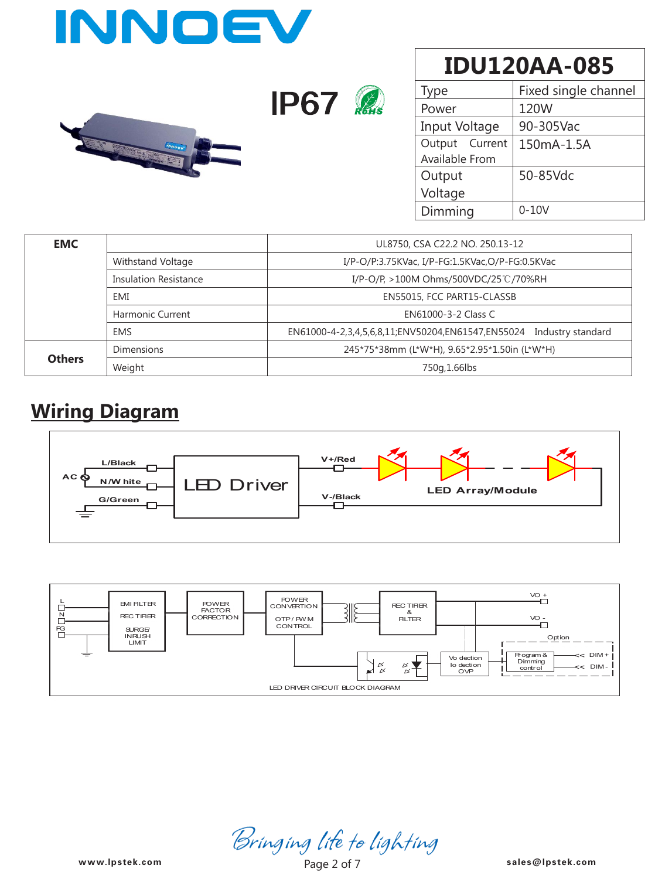# INNOEV

IP67

| IDU120AA-085 | |
|---|---|
| Type | Fixed single channel |
| Power | 120W |
| Input Voltage | 90-305Vac |
| Output Current Available From | 150mA-1.5A |
| Output Voltage | 50-85Vdc |
| Dimming | 0-10V |

| | | |
|---|---|---|
| **EMC** | | UL8750, CSA C22.2 NO. 250.13-12 |
| | Withstand Voltage | I/P-O/P:3.75KVac, I/P-FG:1.5KVac,O/P-FG:0.5KVac |
| | Insulation Resistance | I/P-O/P, >100M Ohms/500VDC/25℃/70%RH |
| | EMI | EN55015, FCC PART15-CLASSB |
| | Harmonic Current | EN61000-3-2 Class C |
| | EMS | EN61000-4-2,3,4,5,6,8,11;ENV50204,EN61547,EN55024 Industry standard |
| **Others** | Dimensions | 245*75*38mm (L*W*H), 9.65*2.95*1.50in (L*W*H) |
| | Weight | 750g,1.66lbs |

## Wiring Diagram

AC: L/Black, N/White, G/Green → LED Driver → V+/Red, V-/Black → LED Array/Module

LED DRIVER CIRCUIT BLOCK DIAGRAM

(L, N, FG → EMI FILTER / RECTIFIER / SURGE/ INRUSH LIMIT → POWER FACTOR CORRECTION → POWER CONVERTION / OTP / PWM CONTROL → RECTIFIER & FILTER → VO +, VO -; Vo dection / Io dection / OVP; Option: Program & Dimming control, DIM +, DIM -)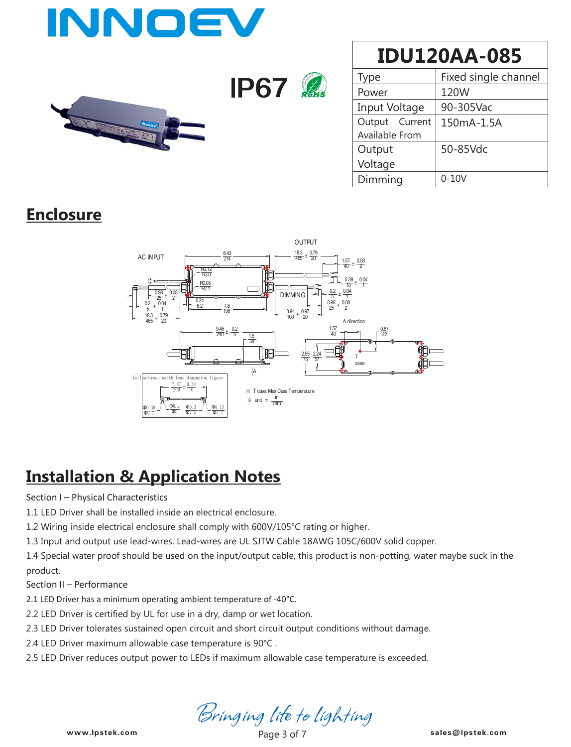# INNOEV

IP67

| IDU120AA-085 | |
|---|---|
| Type | Fixed single channel |
| Power | 120W |
| Input Voltage | 90-305Vac |
| Output Current Available From | 150mA-1.5A |
| Output Voltage | 50-85Vdc |
| Dimming | 0-10V |

## Enclosure

※ T case: Max.Case Temperature

※ unit = in/mm

## Installation & Application Notes

Section I – Physical Characteristics

1.1 LED Driver shall be installed inside an electrical enclosure.

1.2 Wiring inside electrical enclosure shall comply with 600V/105°C rating or higher.

1.3 Input and output use lead-wires. Lead-wires are UL SJTW Cable 18AWG 105C/600V solid copper.

1.4 Special water proof should be used on the input/output cable, this product is non-potting, water maybe suck in the product.

Section II – Performance

2.1 LED Driver has a minimum operating ambient temperature of -40°C.

2.2 LED Driver is certified by UL for use in a dry, damp or wet location.

2.3 LED Driver tolerates sustained open circuit and short circuit output conditions without damage.

2.4 LED Driver maximum allowable case temperature is 90°C .

2.5 LED Driver reduces output power to LEDs if maximum allowable case temperature is exceeded.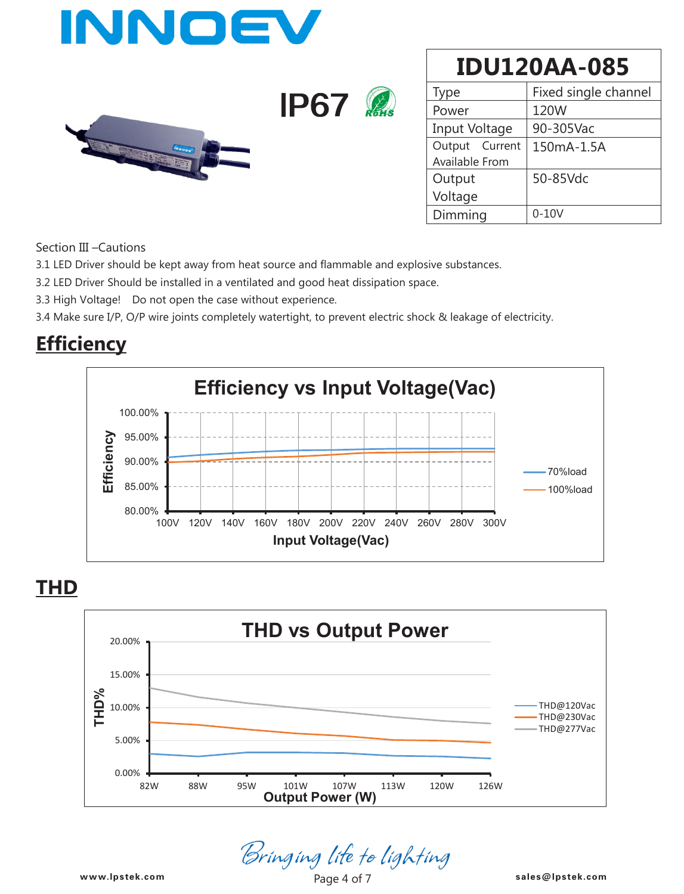# IDU120AA-085

IP67

| Type | Fixed single channel |
|---|---|
| Power | 120W |
| Input Voltage | 90-305Vac |
| Output Current Available From | 150mA-1.5A |
| Output Voltage | 50-85Vdc |
| Dimming | 0-10V |

Section III –Cautions

3.1 LED Driver should be kept away from heat source and flammable and explosive substances.

3.2 LED Driver Should be installed in a ventilated and good heat dissipation space.

3.3 High Voltage!  Do not open the case without experience.

3.4 Make sure I/P, O/P wire joints completely watertight, to prevent electric shock & leakage of electricity.

## Efficiency

**Efficiency vs Input Voltage(Vac)**

Efficiency (80.00% – 100.00%) vs Input Voltage(Vac) (100V – 300V); series: 70%load, 100%load

## THD

**THD vs Output Power**

THD% (0.00% – 20.00%) vs Output Power (W) (82W, 88W, 95W, 101W, 107W, 113W, 120W, 126W); series: THD@120Vac, THD@230Vac, THD@277Vac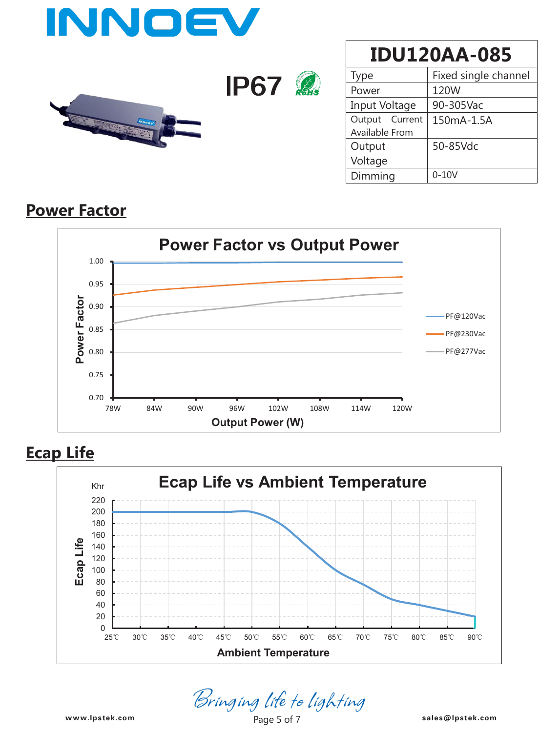# INNOEV

IP67

| IDU120AA-085 | |
|---|---|
| Type | Fixed single channel |
| Power | 120W |
| Input Voltage | 90-305Vac |
| Output Current Available From | 150mA-1.5A |
| Output Voltage | 50-85Vdc |
| Dimming | 0-10V |

## Power Factor

**Power Factor vs Output Power**

Power Factor (y-axis: 0.70 – 1.00); Output Power (W) (x-axis: 78W, 84W, 90W, 96W, 102W, 108W, 114W, 120W)

Legend: PF@120Vac, PF@230Vac, PF@277Vac

## Ecap Life

**Ecap Life vs Ambient Temperature**

Ecap Life (Khr) (y-axis: 0 – 220); Ambient Temperature (x-axis: 25℃, 30℃, 35℃, 40℃, 45℃, 50℃, 55℃, 60℃, 65℃, 70℃, 75℃, 80℃, 85℃, 90℃)

*Bringing life to lighting*

www.lpstek.com

sales@lpstek.com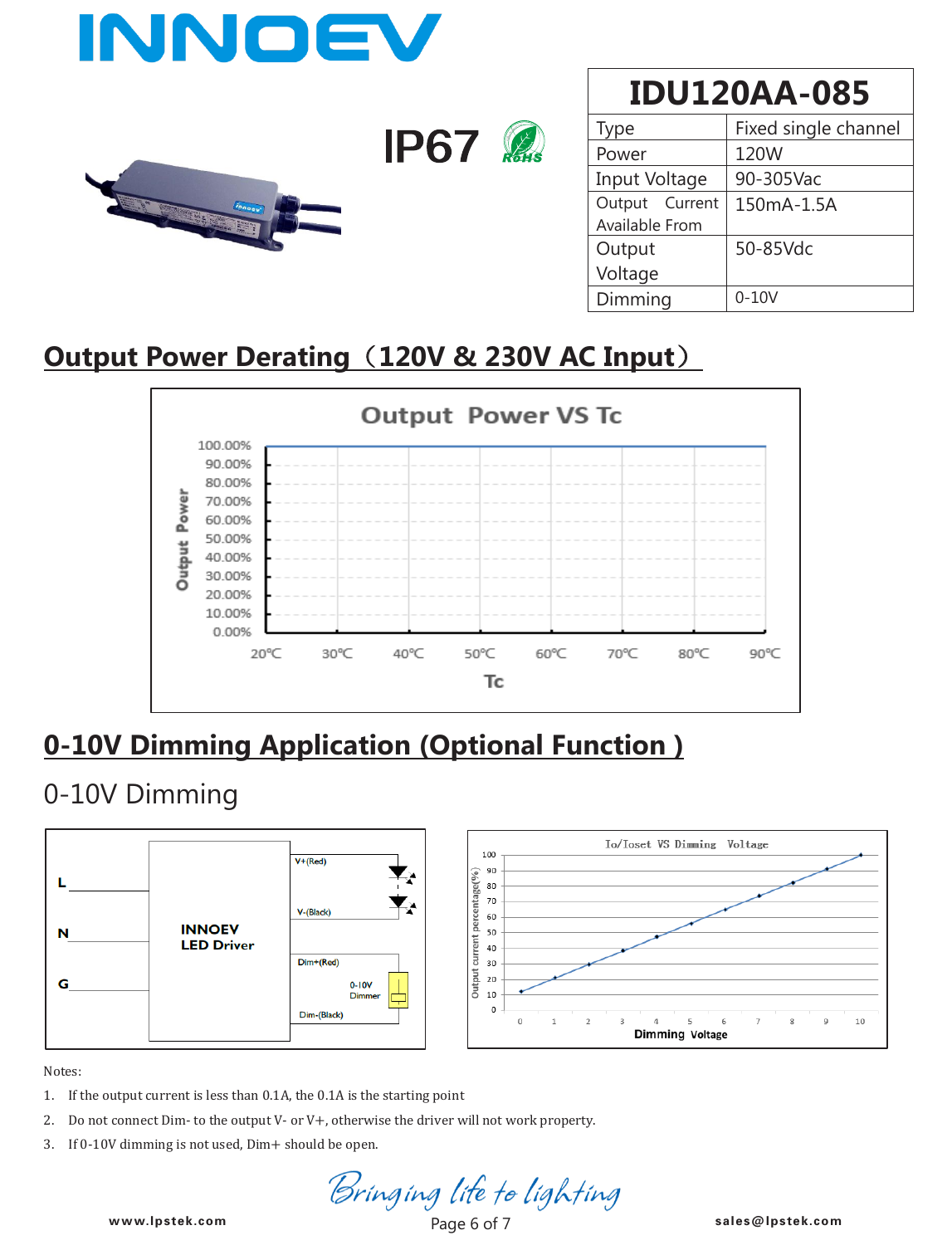# INNOEV

IP67 RoHS

| IDU120AA-085 | |
|---|---|
| Type | Fixed single channel |
| Power | 120W |
| Input Voltage | 90-305Vac |
| Output Current Available From | 150mA-1.5A |
| Output Voltage | 50-85Vdc |
| Dimming | 0-10V |

## Output Power Derating（120V & 230V AC Input）

Output Power VS Tc

Output Power: 100.00%, 90.00%, 80.00%, 70.00%, 60.00%, 50.00%, 40.00%, 30.00%, 20.00%, 10.00%, 0.00%

Tc: 20℃, 30℃, 40℃, 50℃, 60℃, 70℃, 80℃, 90℃

## 0-10V Dimming Application (Optional Function )

### 0-10V Dimming

L, N, G — INNOEV LED Driver — V+(Red), V-(Black), Dim+(Red), 0-10V Dimmer, Dim-(Black)

Io/Ioset VS Dimming Voltage

Output current percentage(%): 0, 10, 20, 30, 40, 50, 60, 70, 80, 90, 100

Dimming Voltage: 0, 1, 2, 3, 4, 5, 6, 7, 8, 9, 10

Notes:

1. If the output current is less than 0.1A, the 0.1A is the starting point
2. Do not connect Dim- to the output V- or V+, otherwise the driver will not work property.
3. If 0-10V dimming is not used, Dim+ should be open.

*Bringing life to lighting*

www.lpstek.com sales@lpstek.com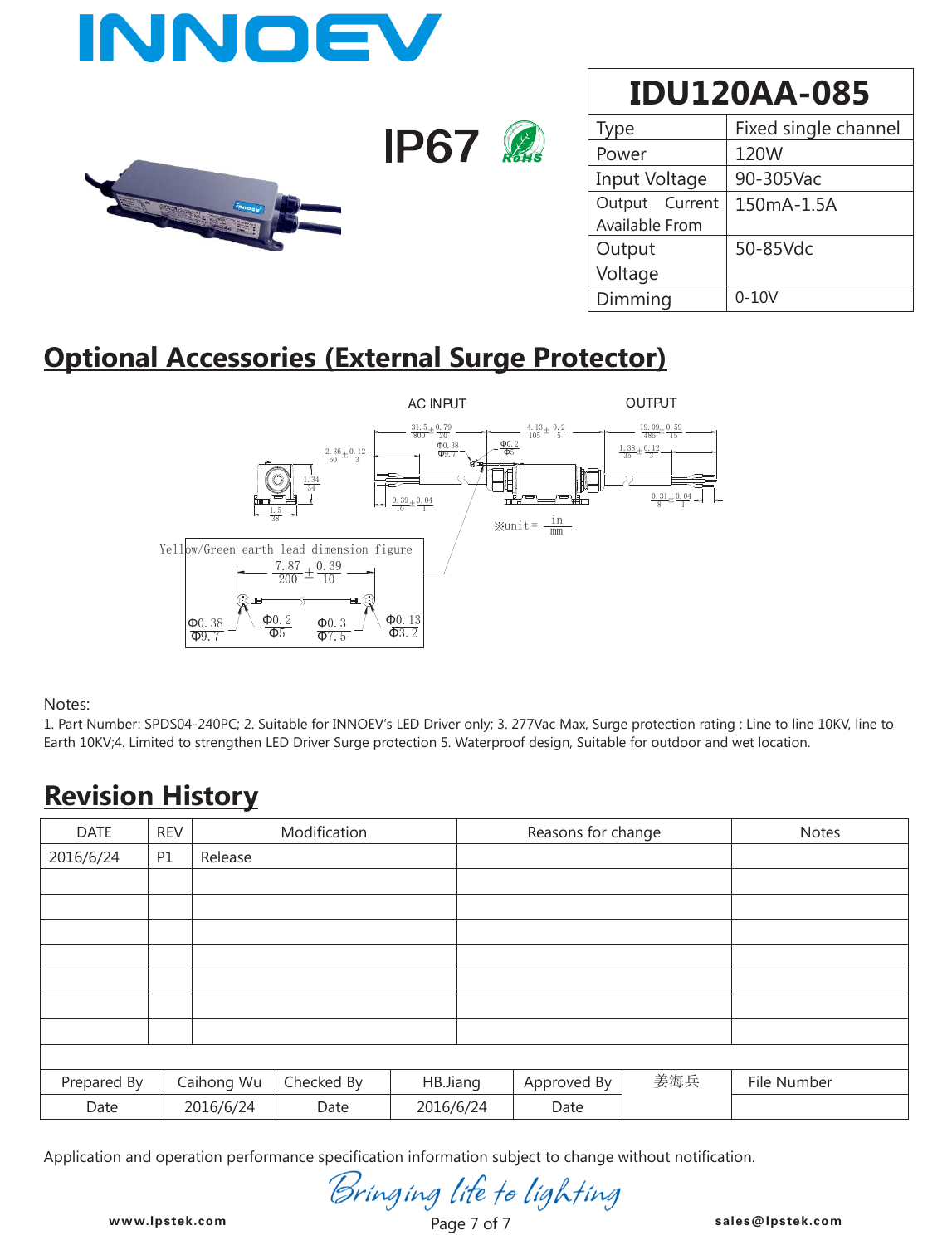# INNOEV

IP67

| IDU120AA-085 | |
|---|---|
| Type | Fixed single channel |
| Power | 120W |
| Input Voltage | 90-305Vac |
| Output Current Available From | 150mA-1.5A |
| Output Voltage | 50-85Vdc |
| Dimming | 0-10V |

## Optional Accessories (External Surge Protector)

AC INPUT

OUTPUT

31.5±0.79 / 800±20

Φ0.38 / Φ9.7

4.13±0.2 / 105±5

Φ0.2 / Φ5

19.09±0.59 / 485±15

2.36±0.12 / 60±3

1.38±0.12 / 35±3

1.34 / 34

1.5 / 38

0.39±0.04 / 10±1

0.31±0.04 / 8±1

※unit = in / mm

Yellow/Green earth lead dimension figure

7.87 / 200 ± 0.39 / 10

Φ0.38 / Φ9.7

Φ0.2 / Φ5

Φ0.3 / Φ7.5

Φ0.13 / Φ3.2

Notes:
1. Part Number: SPDS04-240PC; 2. Suitable for INNOEV's LED Driver only; 3. 277Vac Max, Surge protection rating : Line to line 10KV, line to Earth 10KV;4. Limited to strengthen LED Driver Surge protection 5. Waterproof design, Suitable for outdoor and wet location.

## Revision History

| DATE | REV | Modification | Reasons for change | Notes |
|---|---|---|---|---|
| 2016/6/24 | P1 | Release | | |
| | | | | |
| | | | | |
| | | | | |
| | | | | |
| | | | | |
| | | | | |
| | | | | |

| Prepared By | Caihong Wu | Checked By | HB.Jiang | Approved By | 姜海兵 | File Number |
|---|---|---|---|---|---|---|
| Date | 2016/6/24 | Date | 2016/6/24 | Date | | |

Application and operation performance specification information subject to change without notification.

Bringing life to lighting

www.lpstek.com

sales@lpstek.com